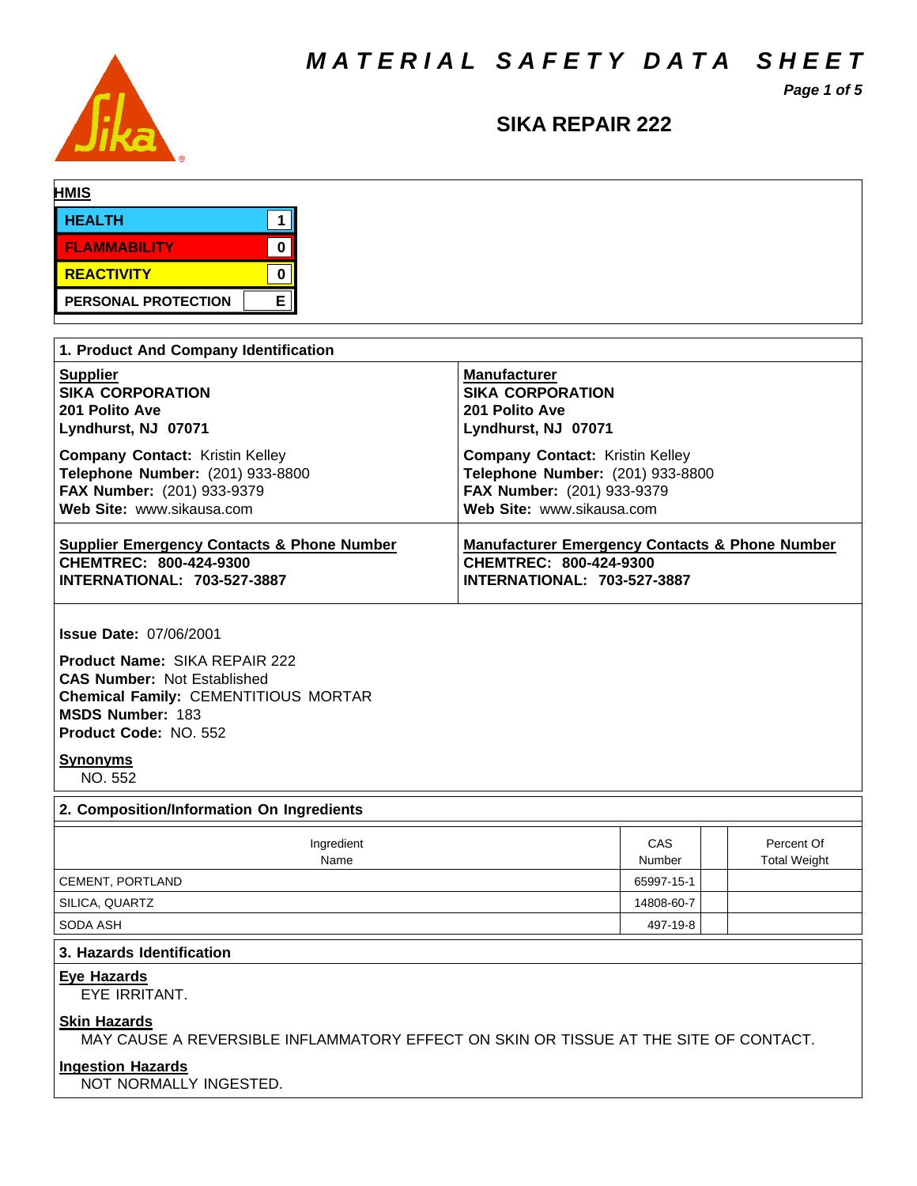# MATERIAL SAFETY DATA SHEET

## SIKA REPAIR 222

**HMIS**

| | |
|---|---|
| HEALTH | 1 |
| FLAMMABILITY | 0 |
| REACTIVITY | 0 |
| PERSONAL PROTECTION | E |

### 1. Product And Company Identification

**Supplier**
**SIKA CORPORATION**
**201 Polito Ave**
**Lyndhurst, NJ 07071**

**Company Contact:** Kristin Kelley
**Telephone Number:** (201) 933-8800
**FAX Number:** (201) 933-9379
**Web Site:** www.sikausa.com

**Manufacturer**
**SIKA CORPORATION**
**201 Polito Ave**
**Lyndhurst, NJ 07071**

**Company Contact:** Kristin Kelley
**Telephone Number:** (201) 933-8800
**FAX Number:** (201) 933-9379
**Web Site:** www.sikausa.com

**Supplier Emergency Contacts & Phone Number**
**CHEMTREC: 800-424-9300**
**INTERNATIONAL: 703-527-3887**

**Manufacturer Emergency Contacts & Phone Number**
**CHEMTREC: 800-424-9300**
**INTERNATIONAL: 703-527-3887**

**Issue Date:** 07/06/2001

**Product Name:** SIKA REPAIR 222
**CAS Number:** Not Established
**Chemical Family:** CEMENTITIOUS MORTAR
**MSDS Number:** 183
**Product Code:** NO. 552

**Synonyms**
NO. 552

### 2. Composition/Information On Ingredients

| Ingredient Name | CAS Number | | Percent Of Total Weight |
|---|---|---|---|
| CEMENT, PORTLAND | 65997-15-1 | | |
| SILICA, QUARTZ | 14808-60-7 | | |
| SODA ASH | 497-19-8 | | |

### 3. Hazards Identification

**Eye Hazards**
EYE IRRITANT.

**Skin Hazards**
MAY CAUSE A REVERSIBLE INFLAMMATORY EFFECT ON SKIN OR TISSUE AT THE SITE OF CONTACT.

**Ingestion Hazards**
NOT NORMALLY INGESTED.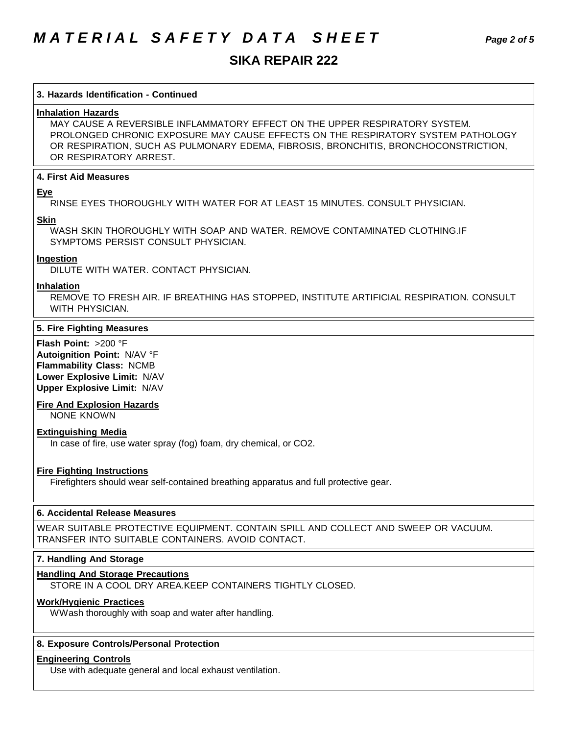### 3. Hazards Identification - Continued

**Inhalation Hazards**

MAY CAUSE A REVERSIBLE INFLAMMATORY EFFECT ON THE UPPER RESPIRATORY SYSTEM. PROLONGED CHRONIC EXPOSURE MAY CAUSE EFFECTS ON THE RESPIRATORY SYSTEM PATHOLOGY OR RESPIRATION, SUCH AS PULMONARY EDEMA, FIBROSIS, BRONCHITIS, BRONCHOCONSTRICTION, OR RESPIRATORY ARREST.

### 4. First Aid Measures

**Eye**

RINSE EYES THOROUGHLY WITH WATER FOR AT LEAST 15 MINUTES. CONSULT PHYSICIAN.

**Skin**

WASH SKIN THOROUGHLY WITH SOAP AND WATER. REMOVE CONTAMINATED CLOTHING.IF SYMPTOMS PERSIST CONSULT PHYSICIAN.

**Ingestion**

DILUTE WITH WATER. CONTACT PHYSICIAN.

**Inhalation**

REMOVE TO FRESH AIR. IF BREATHING HAS STOPPED, INSTITUTE ARTIFICIAL RESPIRATION. CONSULT WITH PHYSICIAN.

### 5. Fire Fighting Measures

**Flash Point:** >200 °F
**Autoignition Point:** N/AV °F
**Flammability Class:** NCMB
**Lower Explosive Limit:** N/AV
**Upper Explosive Limit:** N/AV

**Fire And Explosion Hazards**

NONE KNOWN

**Extinguishing Media**

In case of fire, use water spray (fog) foam, dry chemical, or $CO_2$.

**Fire Fighting Instructions**

Firefighters should wear self-contained breathing apparatus and full protective gear.

### 6. Accidental Release Measures

WEAR SUITABLE PROTECTIVE EQUIPMENT. CONTAIN SPILL AND COLLECT AND SWEEP OR VACUUM. TRANSFER INTO SUITABLE CONTAINERS. AVOID CONTACT.

### 7. Handling And Storage

**Handling And Storage Precautions**

STORE IN A COOL DRY AREA.KEEP CONTAINERS TIGHTLY CLOSED.

**Work/Hygienic Practices**

WWash thoroughly with soap and water after handling.

### 8. Exposure Controls/Personal Protection

**Engineering Controls**

Use with adequate general and local exhaust ventilation.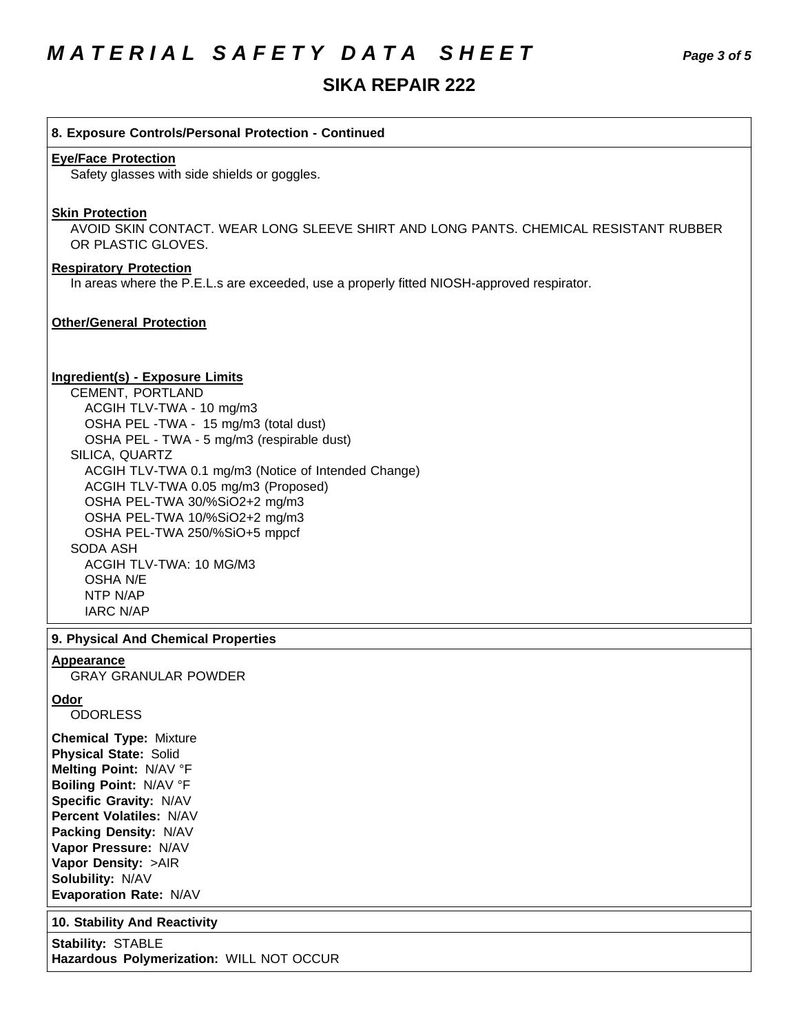## 8. Exposure Controls/Personal Protection - Continued

**Eye/Face Protection**

Safety glasses with side shields or goggles.

**Skin Protection**

AVOID SKIN CONTACT. WEAR LONG SLEEVE SHIRT AND LONG PANTS. CHEMICAL RESISTANT RUBBER OR PLASTIC GLOVES.

**Respiratory Protection**

In areas where the P.E.L.s are exceeded, use a properly fitted NIOSH-approved respirator.

**Other/General Protection**

**Ingredient(s) - Exposure Limits**

CEMENT, PORTLAND
- ACGIH TLV-TWA - 10 mg/m3
- OSHA PEL -TWA - 15 mg/m3 (total dust)
- OSHA PEL - TWA - 5 mg/m3 (respirable dust)

SILICA, QUARTZ
- ACGIH TLV-TWA 0.1 mg/m3 (Notice of Intended Change)
- ACGIH TLV-TWA 0.05 mg/m3 (Proposed)
- OSHA PEL-TWA 30/%SiO2+2 mg/m3
- OSHA PEL-TWA 10/%SiO2+2 mg/m3
- OSHA PEL-TWA 250/%SiO+5 mppcf

SODA ASH
- ACGIH TLV-TWA: 10 MG/M3
- OSHA N/E
- NTP N/AP
- IARC N/AP

## 9. Physical And Chemical Properties

**Appearance**

GRAY GRANULAR POWDER

**Odor**

ODORLESS

**Chemical Type:** Mixture
**Physical State:** Solid
**Melting Point:** N/AV °F
**Boiling Point:** N/AV °F
**Specific Gravity:** N/AV
**Percent Volatiles:** N/AV
**Packing Density:** N/AV
**Vapor Pressure:** N/AV
**Vapor Density:** >AIR
**Solubility:** N/AV
**Evaporation Rate:** N/AV

## 10. Stability And Reactivity

**Stability:** STABLE
**Hazardous Polymerization:** WILL NOT OCCUR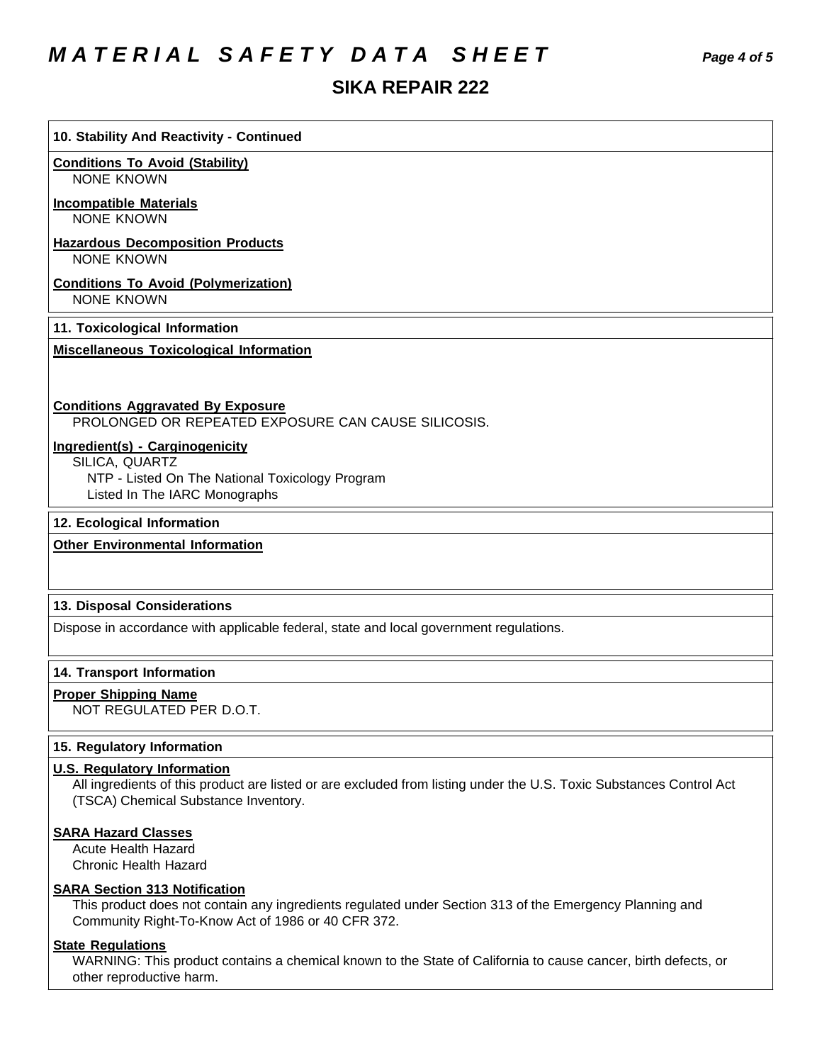## 10. Stability And Reactivity - Continued

**Conditions To Avoid (Stability)**
NONE KNOWN

**Incompatible Materials**
NONE KNOWN

**Hazardous Decomposition Products**
NONE KNOWN

**Conditions To Avoid (Polymerization)**
NONE KNOWN

## 11. Toxicological Information

**Miscellaneous Toxicological Information**

**Conditions Aggravated By Exposure**
PROLONGED OR REPEATED EXPOSURE CAN CAUSE SILICOSIS.

**Ingredient(s) - Carginogenicity**
SILICA, QUARTZ
NTP - Listed On The National Toxicology Program
Listed In The IARC Monographs

## 12. Ecological Information

**Other Environmental Information**

## 13. Disposal Considerations

Dispose in accordance with applicable federal, state and local government regulations.

## 14. Transport Information

**Proper Shipping Name**
NOT REGULATED PER D.O.T.

## 15. Regulatory Information

**U.S. Regulatory Information**
All ingredients of this product are listed or are excluded from listing under the U.S. Toxic Substances Control Act (TSCA) Chemical Substance Inventory.

**SARA Hazard Classes**
Acute Health Hazard
Chronic Health Hazard

**SARA Section 313 Notification**
This product does not contain any ingredients regulated under Section 313 of the Emergency Planning and Community Right-To-Know Act of 1986 or 40 CFR 372.

**State Regulations**
WARNING: This product contains a chemical known to the State of California to cause cancer, birth defects, or other reproductive harm.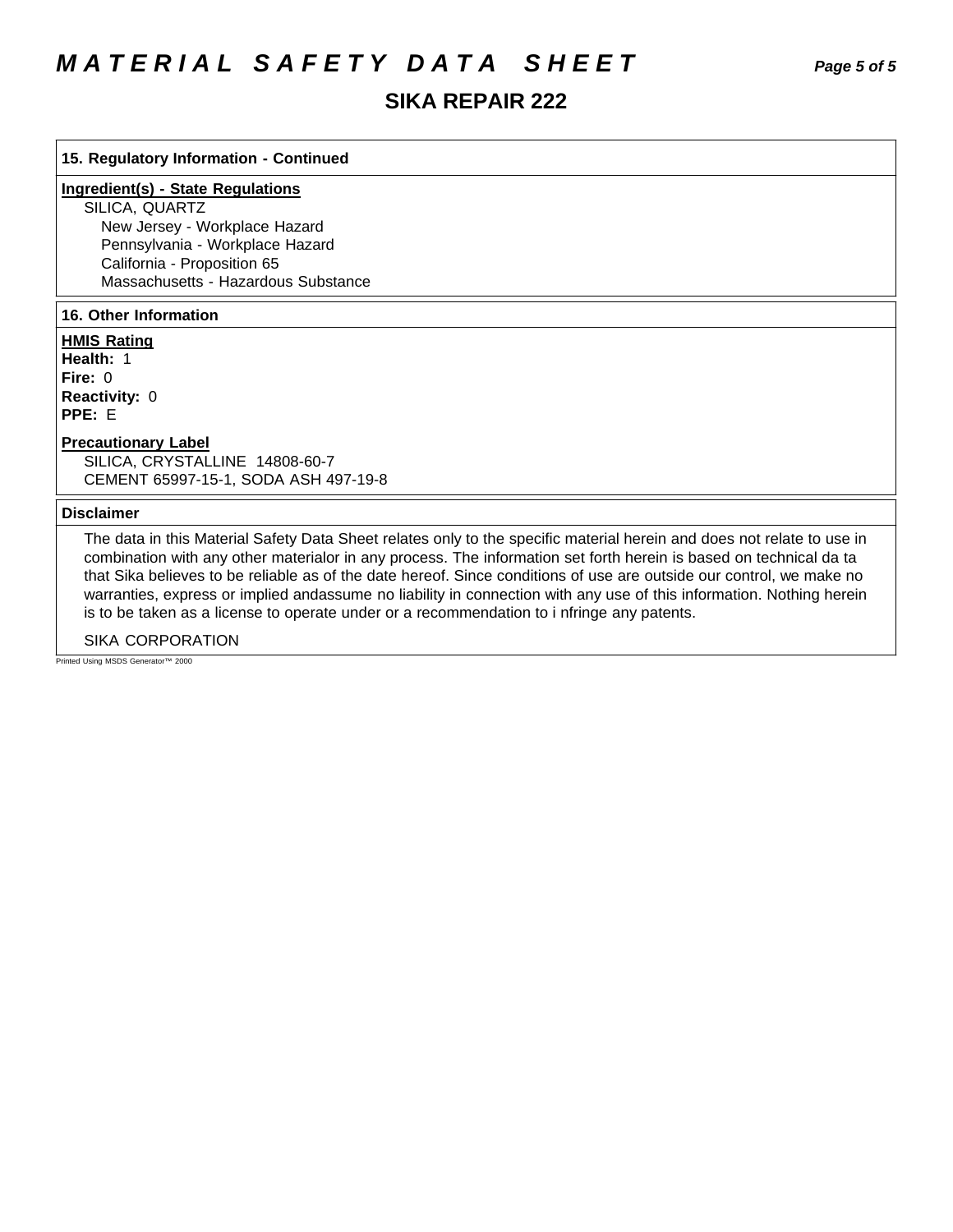## 15. Regulatory Information - Continued

**Ingredient(s) - State Regulations**

SILICA, QUARTZ
- New Jersey - Workplace Hazard
- Pennsylvania - Workplace Hazard
- California - Proposition 65
- Massachusetts - Hazardous Substance

## 16. Other Information

**HMIS Rating**

**Health:** 1
**Fire:** 0
**Reactivity:** 0
**PPE:** E

**Precautionary Label**

SILICA, CRYSTALLINE 14808-60-7
CEMENT 65997-15-1, SODA ASH 497-19-8

## Disclaimer

The data in this Material Safety Data Sheet relates only to the specific material herein and does not relate to use in combination with any other materialor in any process. The information set forth herein is based on technical da ta that Sika believes to be reliable as of the date hereof. Since conditions of use are outside our control, we make no warranties, express or implied andassume no liability in connection with any use of this information. Nothing herein is to be taken as a license to operate under or a recommendation to i nfringe any patents.

SIKA CORPORATION

Printed Using MSDS Generator™ 2000